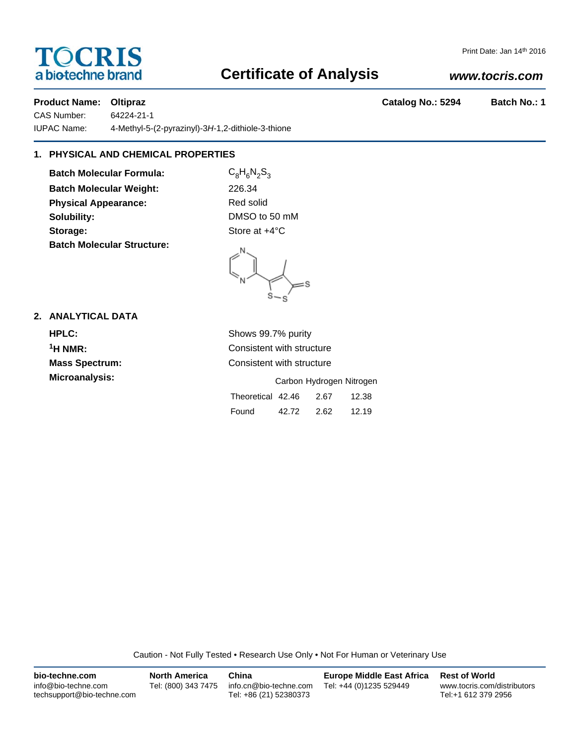# TOCRIS
a biotechne brand

Print Date: Jan 14th 2016

## Certificate of Analysis

***www.tocris.com***

**Product Name: Oltipraz** **Catalog No.: 5294** **Batch No.: 1**

CAS Number: 64224-21-1

IUPAC Name: 4-Methyl-5-(2-pyrazinyl)-3*H*-1,2-dithiole-3-thione

### 1. PHYSICAL AND CHEMICAL PROPERTIES

**Batch Molecular Formula:** $C_8H_6N_2S_3$

**Batch Molecular Weight:** 226.34

**Physical Appearance:** Red solid

**Solubility:** DMSO to 50 mM

**Storage:** Store at +4°C

**Batch Molecular Structure:**

### 2. ANALYTICAL DATA

**HPLC:** Shows 99.7% purity

**$^1$H NMR:** Consistent with structure

**Mass Spectrum:** Consistent with structure

**Microanalysis:**

| | Carbon | Hydrogen | Nitrogen |
|---|---|---|---|
| Theoretical | 42.46 | 2.67 | 12.38 |
| Found | 42.72 | 2.62 | 12.19 |

Caution - Not Fully Tested • Research Use Only • Not For Human or Veterinary Use

**bio-techne.com**
info@bio-techne.com
techsupport@bio-techne.com

**North America**
Tel: (800) 343 7475

**China**
info.cn@bio-techne.com
Tel: +86 (21) 52380373

**Europe Middle East Africa**
Tel: +44 (0)1235 529449

**Rest of World**
www.tocris.com/distributors
Tel:+1 612 379 2956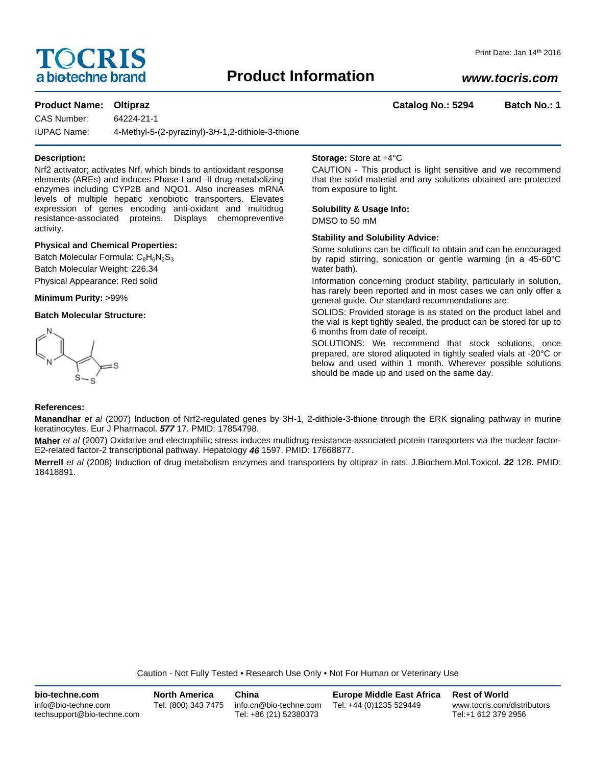# TOCRIS
a bio-techne brand

Print Date: Jan 14th 2016

## Product Information

***www.tocris.com***

**Product Name: Oltipraz** **Catalog No.: 5294** **Batch No.: 1**

CAS Number: 64224-21-1

IUPAC Name: 4-Methyl-5-(2-pyrazinyl)-3*H*-1,2-dithiole-3-thione

### Description:

Nrf2 activator; activates Nrf, which binds to antioxidant response elements (AREs) and induces Phase-I and -II drug-metabolizing enzymes including CYP2B and NQO1. Also increases mRNA levels of multiple hepatic xenobiotic transporters. Elevates expression of genes encoding anti-oxidant and multidrug resistance-associated proteins. Displays chemopreventive activity.

### Physical and Chemical Properties:

Batch Molecular Formula: $C_8H_6N_2S_3$

Batch Molecular Weight: 226.34

Physical Appearance: Red solid

**Minimum Purity:** >99%

### Batch Molecular Structure:

### Storage: Store at +4°C

CAUTION - This product is light sensitive and we recommend that the solid material and any solutions obtained are protected from exposure to light.

### Solubility & Usage Info:

DMSO to 50 mM

### Stability and Solubility Advice:

Some solutions can be difficult to obtain and can be encouraged by rapid stirring, sonication or gentle warming (in a 45-60°C water bath).

Information concerning product stability, particularly in solution, has rarely been reported and in most cases we can only offer a general guide. Our standard recommendations are:

SOLIDS: Provided storage is as stated on the product label and the vial is kept tightly sealed, the product can be stored for up to 6 months from date of receipt.

SOLUTIONS: We recommend that stock solutions, once prepared, are stored aliquoted in tightly sealed vials at -20°C or below and used within 1 month. Wherever possible solutions should be made up and used on the same day.

### References:

**Manandhar** *et al* (2007) Induction of Nrf2-regulated genes by 3H-1, 2-dithiole-3-thione through the ERK signaling pathway in murine keratinocytes. Eur J Pharmacol. ***577*** 17. PMID: 17854798.

**Maher** *et al* (2007) Oxidative and electrophilic stress induces multidrug resistance-associated protein transporters via the nuclear factor-E2-related factor-2 transcriptional pathway. Hepatology ***46*** 1597. PMID: 17668877.

**Merrell** *et al* (2008) Induction of drug metabolism enzymes and transporters by oltipraz in rats. J.Biochem.Mol.Toxicol. ***22*** 128. PMID: 18418891.

Caution - Not Fully Tested • Research Use Only • Not For Human or Veterinary Use

**bio-techne.com**
info@bio-techne.com
techsupport@bio-techne.com

**North America**
Tel: (800) 343 7475

**China**
info.cn@bio-techne.com
Tel: +86 (21) 52380373

**Europe Middle East Africa**
Tel: +44 (0)1235 529449

**Rest of World**
www.tocris.com/distributors
Tel:+1 612 379 2956